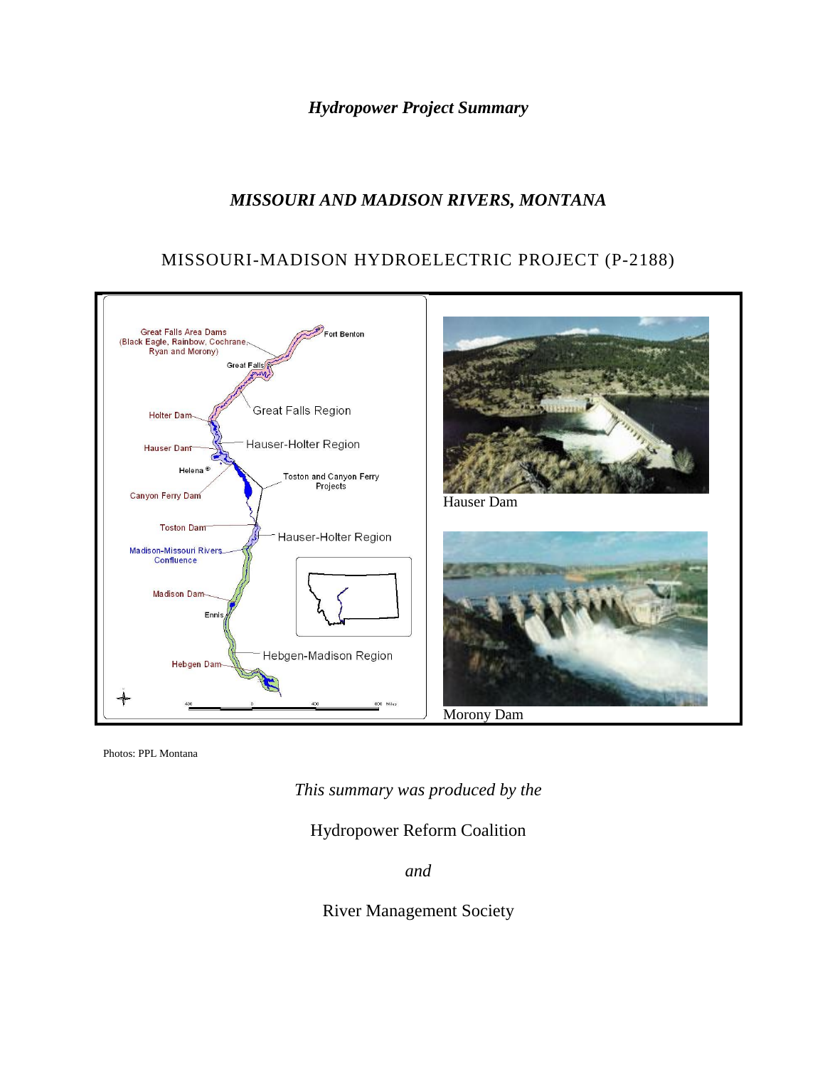*Hydropower Project Summary*

# *MISSOURI AND MADISON RIVERS, MONTANA*

## MISSOURI-MADISON HYDROELECTRIC PROJECT (P-2188)

Hauser Dam

Morony Dam

Photos: PPL Montana

*This summary was produced by the*

Hydropower Reform Coalition

*and*

River Management Society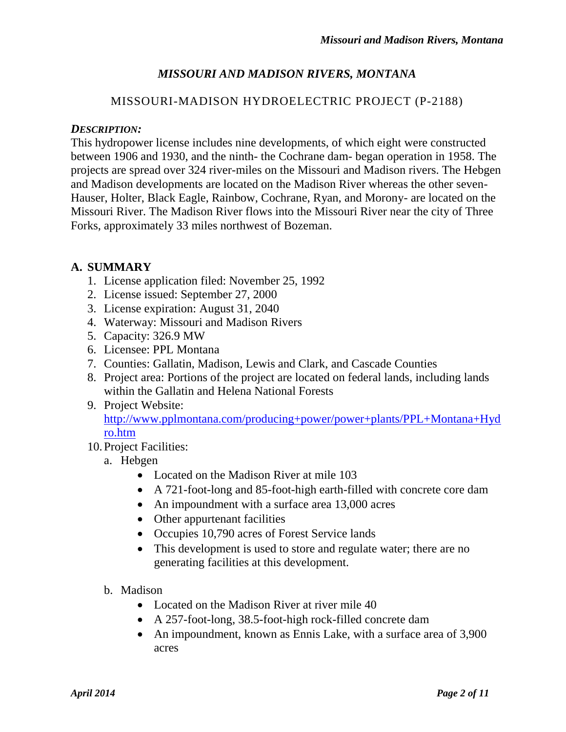# *MISSOURI AND MADISON RIVERS, MONTANA*

## MISSOURI-MADISON HYDROELECTRIC PROJECT (P-2188)

***DESCRIPTION:***

This hydropower license includes nine developments, of which eight were constructed between 1906 and 1930, and the ninth- the Cochrane dam- began operation in 1958. The projects are spread over 324 river-miles on the Missouri and Madison rivers. The Hebgen and Madison developments are located on the Madison River whereas the other seven- Hauser, Holter, Black Eagle, Rainbow, Cochrane, Ryan, and Morony- are located on the Missouri River. The Madison River flows into the Missouri River near the city of Three Forks, approximately 33 miles northwest of Bozeman.

### A. SUMMARY

1. License application filed: November 25, 1992
2. License issued: September 27, 2000
3. License expiration: August 31, 2040
4. Waterway: Missouri and Madison Rivers
5. Capacity: 326.9 MW
6. Licensee: PPL Montana
7. Counties: Gallatin, Madison, Lewis and Clark, and Cascade Counties
8. Project area: Portions of the project are located on federal lands, including lands within the Gallatin and Helena National Forests
9. Project Website: [http://www.pplmontana.com/producing+power/power+plants/PPL+Montana+Hydro.htm](http://www.pplmontana.com/producing+power/power+plants/PPL+Montana+Hydro.htm)
10. Project Facilities:
    a. Hebgen
        - Located on the Madison River at mile 103
        - A 721-foot-long and 85-foot-high earth-filled with concrete core dam
        - An impoundment with a surface area 13,000 acres
        - Other appurtenant facilities
        - Occupies 10,790 acres of Forest Service lands
        - This development is used to store and regulate water; there are no generating facilities at this development.

    b. Madison
        - Located on the Madison River at river mile 40
        - A 257-foot-long, 38.5-foot-high rock-filled concrete dam
        - An impoundment, known as Ennis Lake, with a surface area of 3,900 acres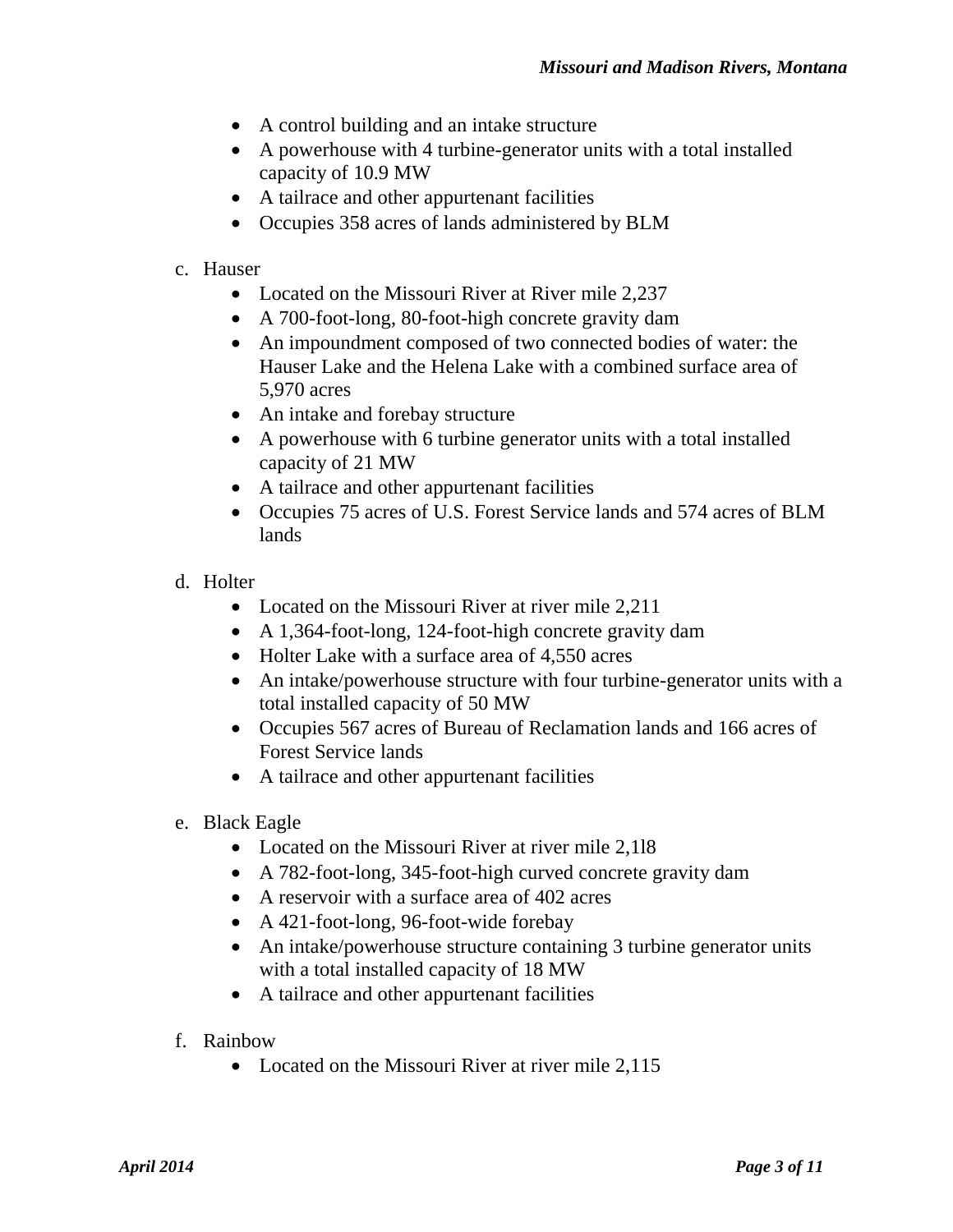- A control building and an intake structure
- A powerhouse with 4 turbine-generator units with a total installed capacity of 10.9 MW
- A tailrace and other appurtenant facilities
- Occupies 358 acres of lands administered by BLM

c. Hauser
  - Located on the Missouri River at River mile 2,237
  - A 700-foot-long, 80-foot-high concrete gravity dam
  - An impoundment composed of two connected bodies of water: the Hauser Lake and the Helena Lake with a combined surface area of 5,970 acres
  - An intake and forebay structure
  - A powerhouse with 6 turbine generator units with a total installed capacity of 21 MW
  - A tailrace and other appurtenant facilities
  - Occupies 75 acres of U.S. Forest Service lands and 574 acres of BLM lands

d. Holter
  - Located on the Missouri River at river mile 2,211
  - A 1,364-foot-long, 124-foot-high concrete gravity dam
  - Holter Lake with a surface area of 4,550 acres
  - An intake/powerhouse structure with four turbine-generator units with a total installed capacity of 50 MW
  - Occupies 567 acres of Bureau of Reclamation lands and 166 acres of Forest Service lands
  - A tailrace and other appurtenant facilities

e. Black Eagle
  - Located on the Missouri River at river mile 2,1l8
  - A 782-foot-long, 345-foot-high curved concrete gravity dam
  - A reservoir with a surface area of 402 acres
  - A 421-foot-long, 96-foot-wide forebay
  - An intake/powerhouse structure containing 3 turbine generator units with a total installed capacity of 18 MW
  - A tailrace and other appurtenant facilities

f. Rainbow
  - Located on the Missouri River at river mile 2,115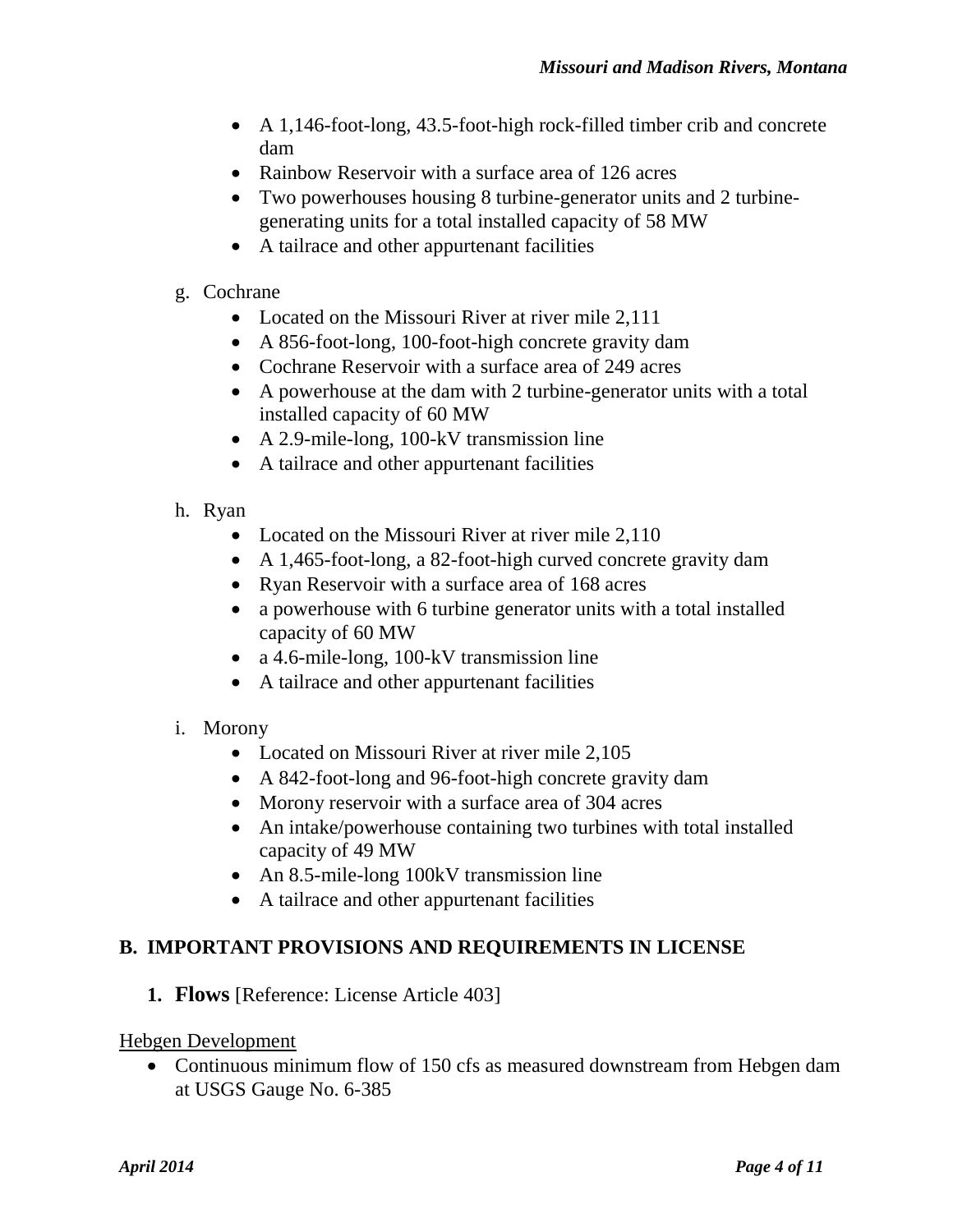- A 1,146-foot-long, 43.5-foot-high rock-filled timber crib and concrete dam
- Rainbow Reservoir with a surface area of 126 acres
- Two powerhouses housing 8 turbine-generator units and 2 turbine-generating units for a total installed capacity of 58 MW
- A tailrace and other appurtenant facilities

g. Cochrane

- Located on the Missouri River at river mile 2,111
- A 856-foot-long, 100-foot-high concrete gravity dam
- Cochrane Reservoir with a surface area of 249 acres
- A powerhouse at the dam with 2 turbine-generator units with a total installed capacity of 60 MW
- A 2.9-mile-long, 100-kV transmission line
- A tailrace and other appurtenant facilities

h. Ryan

- Located on the Missouri River at river mile 2,110
- A 1,465-foot-long, a 82-foot-high curved concrete gravity dam
- Ryan Reservoir with a surface area of 168 acres
- a powerhouse with 6 turbine generator units with a total installed capacity of 60 MW
- a 4.6-mile-long, 100-kV transmission line
- A tailrace and other appurtenant facilities

i. Morony

- Located on Missouri River at river mile 2,105
- A 842-foot-long and 96-foot-high concrete gravity dam
- Morony reservoir with a surface area of 304 acres
- An intake/powerhouse containing two turbines with total installed capacity of 49 MW
- An 8.5-mile-long 100kV transmission line
- A tailrace and other appurtenant facilities

## B. IMPORTANT PROVISIONS AND REQUIREMENTS IN LICENSE

### 1. Flows [Reference: License Article 403]

Hebgen Development

- Continuous minimum flow of 150 cfs as measured downstream from Hebgen dam at USGS Gauge No. 6-385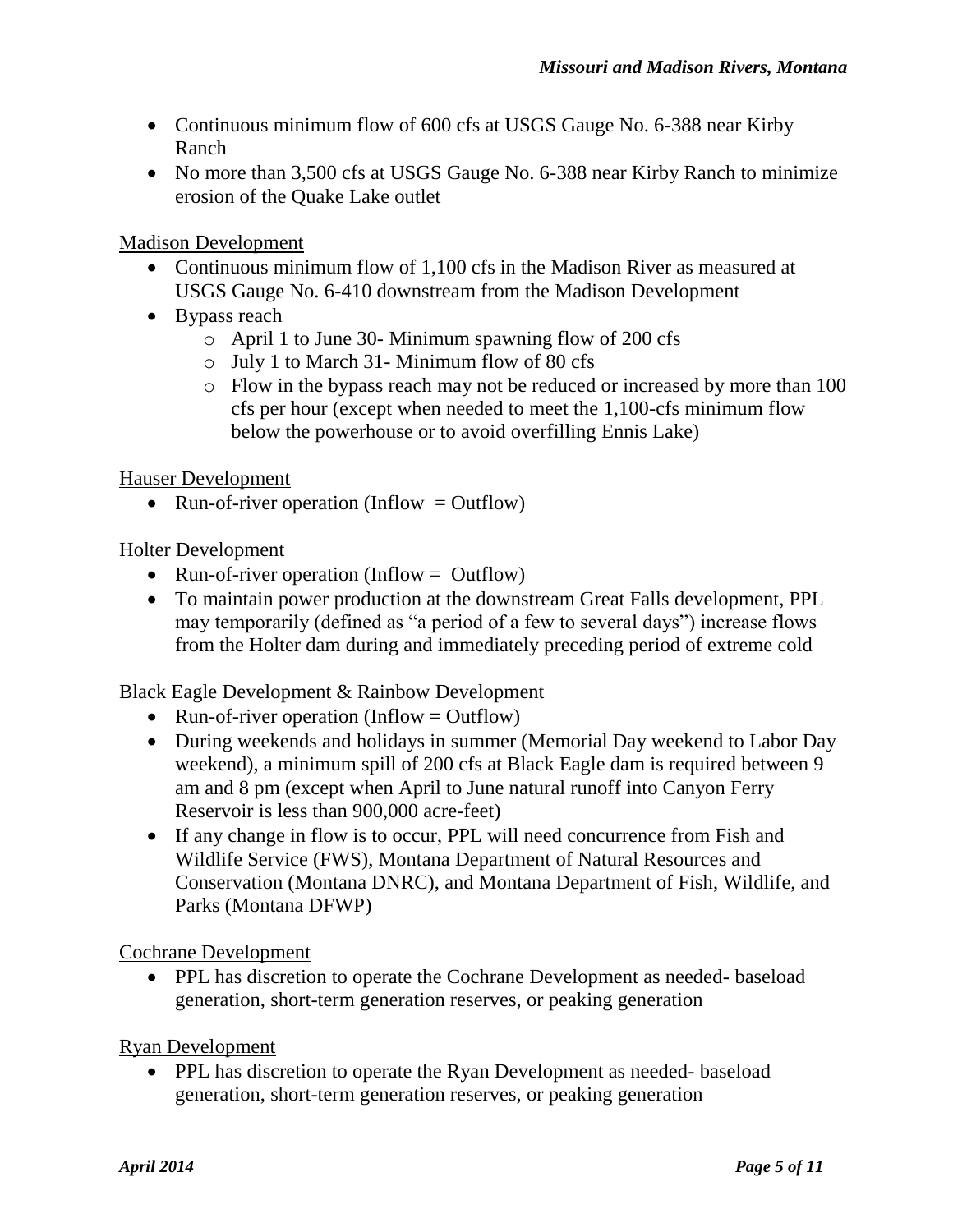- Continuous minimum flow of 600 cfs at USGS Gauge No. 6-388 near Kirby Ranch
- No more than 3,500 cfs at USGS Gauge No. 6-388 near Kirby Ranch to minimize erosion of the Quake Lake outlet

Madison Development

- Continuous minimum flow of 1,100 cfs in the Madison River as measured at USGS Gauge No. 6-410 downstream from the Madison Development
- Bypass reach
  - April 1 to June 30- Minimum spawning flow of 200 cfs
  - July 1 to March 31- Minimum flow of 80 cfs
  - Flow in the bypass reach may not be reduced or increased by more than 100 cfs per hour (except when needed to meet the 1,100-cfs minimum flow below the powerhouse or to avoid overfilling Ennis Lake)

Hauser Development

- Run-of-river operation (Inflow = Outflow)

Holter Development

- Run-of-river operation (Inflow = Outflow)
- To maintain power production at the downstream Great Falls development, PPL may temporarily (defined as "a period of a few to several days") increase flows from the Holter dam during and immediately preceding period of extreme cold

Black Eagle Development & Rainbow Development

- Run-of-river operation (Inflow = Outflow)
- During weekends and holidays in summer (Memorial Day weekend to Labor Day weekend), a minimum spill of 200 cfs at Black Eagle dam is required between 9 am and 8 pm (except when April to June natural runoff into Canyon Ferry Reservoir is less than 900,000 acre-feet)
- If any change in flow is to occur, PPL will need concurrence from Fish and Wildlife Service (FWS), Montana Department of Natural Resources and Conservation (Montana DNRC), and Montana Department of Fish, Wildlife, and Parks (Montana DFWP)

Cochrane Development

- PPL has discretion to operate the Cochrane Development as needed- baseload generation, short-term generation reserves, or peaking generation

Ryan Development

- PPL has discretion to operate the Ryan Development as needed- baseload generation, short-term generation reserves, or peaking generation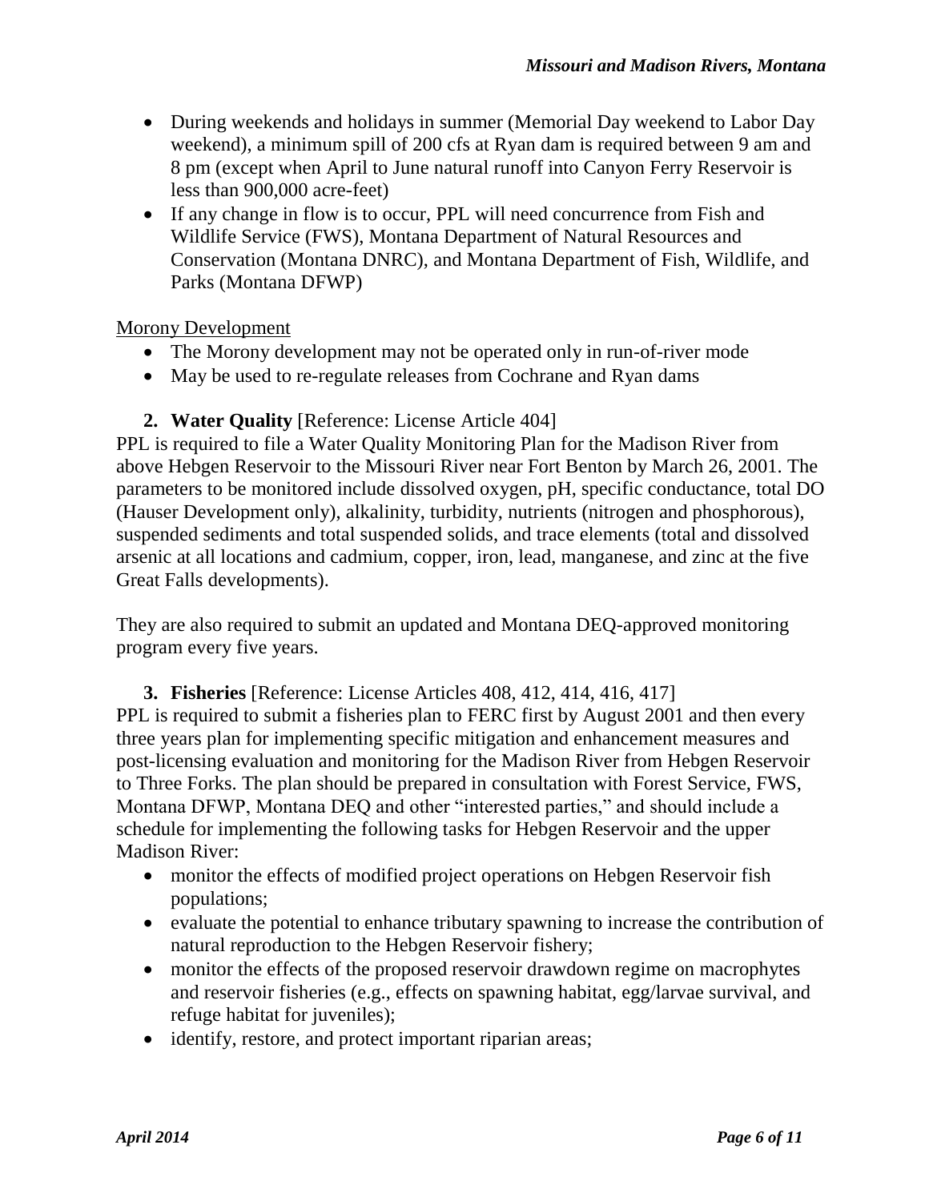- During weekends and holidays in summer (Memorial Day weekend to Labor Day weekend), a minimum spill of 200 cfs at Ryan dam is required between 9 am and 8 pm (except when April to June natural runoff into Canyon Ferry Reservoir is less than 900,000 acre-feet)
- If any change in flow is to occur, PPL will need concurrence from Fish and Wildlife Service (FWS), Montana Department of Natural Resources and Conservation (Montana DNRC), and Montana Department of Fish, Wildlife, and Parks (Montana DFWP)

<u>Morony Development</u>

- The Morony development may not be operated only in run-of-river mode
- May be used to re-regulate releases from Cochrane and Ryan dams

2. **Water Quality** [Reference: License Article 404]

PPL is required to file a Water Quality Monitoring Plan for the Madison River from above Hebgen Reservoir to the Missouri River near Fort Benton by March 26, 2001. The parameters to be monitored include dissolved oxygen, pH, specific conductance, total DO (Hauser Development only), alkalinity, turbidity, nutrients (nitrogen and phosphorous), suspended sediments and total suspended solids, and trace elements (total and dissolved arsenic at all locations and cadmium, copper, iron, lead, manganese, and zinc at the five Great Falls developments).

They are also required to submit an updated and Montana DEQ-approved monitoring program every five years.

3. **Fisheries** [Reference: License Articles 408, 412, 414, 416, 417]

PPL is required to submit a fisheries plan to FERC first by August 2001 and then every three years plan for implementing specific mitigation and enhancement measures and post-licensing evaluation and monitoring for the Madison River from Hebgen Reservoir to Three Forks. The plan should be prepared in consultation with Forest Service, FWS, Montana DFWP, Montana DEQ and other "interested parties," and should include a schedule for implementing the following tasks for Hebgen Reservoir and the upper Madison River:

- monitor the effects of modified project operations on Hebgen Reservoir fish populations;
- evaluate the potential to enhance tributary spawning to increase the contribution of natural reproduction to the Hebgen Reservoir fishery;
- monitor the effects of the proposed reservoir drawdown regime on macrophytes and reservoir fisheries (e.g., effects on spawning habitat, egg/larvae survival, and refuge habitat for juveniles);
- identify, restore, and protect important riparian areas;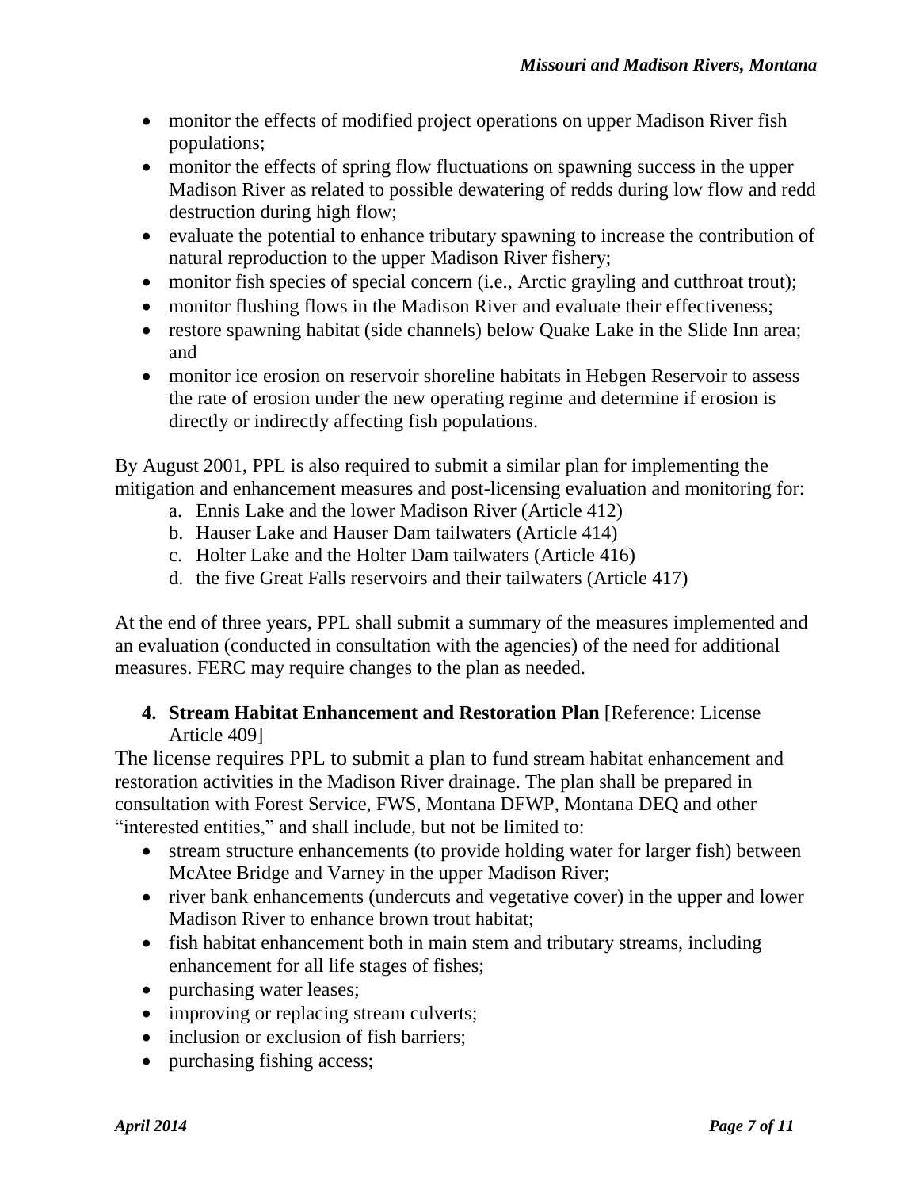- monitor the effects of modified project operations on upper Madison River fish populations;
- monitor the effects of spring flow fluctuations on spawning success in the upper Madison River as related to possible dewatering of redds during low flow and redd destruction during high flow;
- evaluate the potential to enhance tributary spawning to increase the contribution of natural reproduction to the upper Madison River fishery;
- monitor fish species of special concern (i.e., Arctic grayling and cutthroat trout);
- monitor flushing flows in the Madison River and evaluate their effectiveness;
- restore spawning habitat (side channels) below Quake Lake in the Slide Inn area; and
- monitor ice erosion on reservoir shoreline habitats in Hebgen Reservoir to assess the rate of erosion under the new operating regime and determine if erosion is directly or indirectly affecting fish populations.

By August 2001, PPL is also required to submit a similar plan for implementing the mitigation and enhancement measures and post-licensing evaluation and monitoring for:

a. Ennis Lake and the lower Madison River (Article 412)
b. Hauser Lake and Hauser Dam tailwaters (Article 414)
c. Holter Lake and the Holter Dam tailwaters (Article 416)
d. the five Great Falls reservoirs and their tailwaters (Article 417)

At the end of three years, PPL shall submit a summary of the measures implemented and an evaluation (conducted in consultation with the agencies) of the need for additional measures. FERC may require changes to the plan as needed.

4. **Stream Habitat Enhancement and Restoration Plan** [Reference: License Article 409]

The license requires PPL to submit a plan to fund stream habitat enhancement and restoration activities in the Madison River drainage. The plan shall be prepared in consultation with Forest Service, FWS, Montana DFWP, Montana DEQ and other "interested entities," and shall include, but not be limited to:

- stream structure enhancements (to provide holding water for larger fish) between McAtee Bridge and Varney in the upper Madison River;
- river bank enhancements (undercuts and vegetative cover) in the upper and lower Madison River to enhance brown trout habitat;
- fish habitat enhancement both in main stem and tributary streams, including enhancement for all life stages of fishes;
- purchasing water leases;
- improving or replacing stream culverts;
- inclusion or exclusion of fish barriers;
- purchasing fishing access;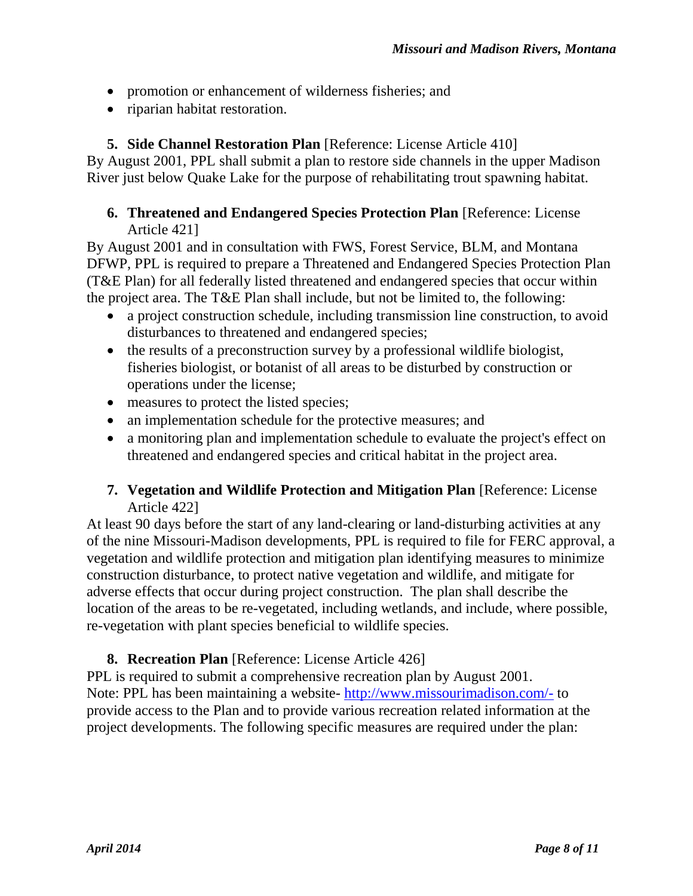- promotion or enhancement of wilderness fisheries; and
- riparian habitat restoration.

**5. Side Channel Restoration Plan** [Reference: License Article 410]

By August 2001, PPL shall submit a plan to restore side channels in the upper Madison River just below Quake Lake for the purpose of rehabilitating trout spawning habitat.

**6. Threatened and Endangered Species Protection Plan** [Reference: License Article 421]

By August 2001 and in consultation with FWS, Forest Service, BLM, and Montana DFWP, PPL is required to prepare a Threatened and Endangered Species Protection Plan (T&E Plan) for all federally listed threatened and endangered species that occur within the project area. The T&E Plan shall include, but not be limited to, the following:

- a project construction schedule, including transmission line construction, to avoid disturbances to threatened and endangered species;
- the results of a preconstruction survey by a professional wildlife biologist, fisheries biologist, or botanist of all areas to be disturbed by construction or operations under the license;
- measures to protect the listed species;
- an implementation schedule for the protective measures; and
- a monitoring plan and implementation schedule to evaluate the project's effect on threatened and endangered species and critical habitat in the project area.

**7. Vegetation and Wildlife Protection and Mitigation Plan** [Reference: License Article 422]

At least 90 days before the start of any land-clearing or land-disturbing activities at any of the nine Missouri-Madison developments, PPL is required to file for FERC approval, a vegetation and wildlife protection and mitigation plan identifying measures to minimize construction disturbance, to protect native vegetation and wildlife, and mitigate for adverse effects that occur during project construction. The plan shall describe the location of the areas to be re-vegetated, including wetlands, and include, where possible, re-vegetation with plant species beneficial to wildlife species.

**8. Recreation Plan** [Reference: License Article 426]

PPL is required to submit a comprehensive recreation plan by August 2001.
Note: PPL has been maintaining a website- [http://www.missourimadison.com/-](http://www.missourimadison.com/-) to provide access to the Plan and to provide various recreation related information at the project developments. The following specific measures are required under the plan: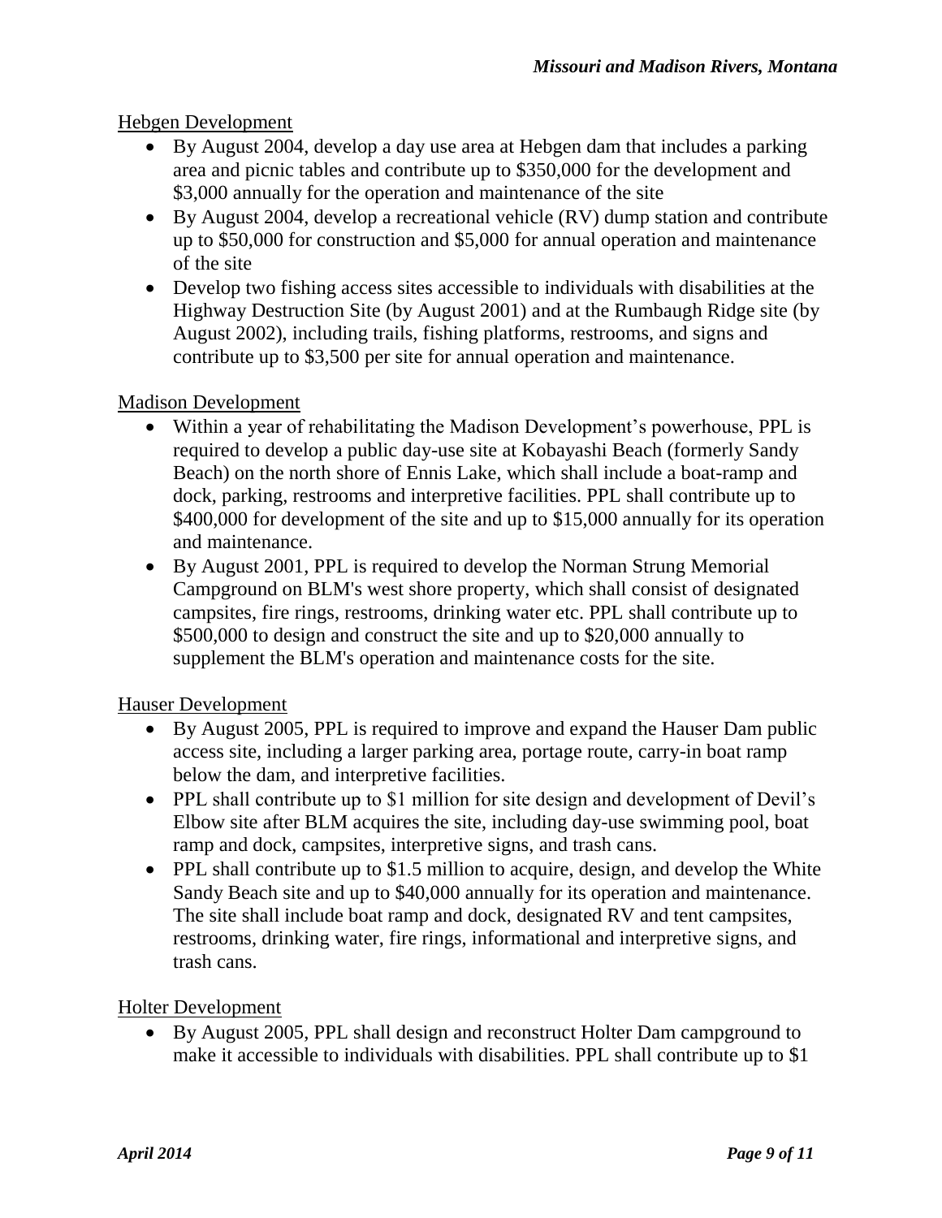Hebgen Development

- By August 2004, develop a day use area at Hebgen dam that includes a parking area and picnic tables and contribute up to $350,000 for the development and $3,000 annually for the operation and maintenance of the site
- By August 2004, develop a recreational vehicle (RV) dump station and contribute up to $50,000 for construction and $5,000 for annual operation and maintenance of the site
- Develop two fishing access sites accessible to individuals with disabilities at the Highway Destruction Site (by August 2001) and at the Rumbaugh Ridge site (by August 2002), including trails, fishing platforms, restrooms, and signs and contribute up to $3,500 per site for annual operation and maintenance.

Madison Development

- Within a year of rehabilitating the Madison Development's powerhouse, PPL is required to develop a public day-use site at Kobayashi Beach (formerly Sandy Beach) on the north shore of Ennis Lake, which shall include a boat-ramp and dock, parking, restrooms and interpretive facilities. PPL shall contribute up to $400,000 for development of the site and up to $15,000 annually for its operation and maintenance.
- By August 2001, PPL is required to develop the Norman Strung Memorial Campground on BLM's west shore property, which shall consist of designated campsites, fire rings, restrooms, drinking water etc. PPL shall contribute up to $500,000 to design and construct the site and up to $20,000 annually to supplement the BLM's operation and maintenance costs for the site.

Hauser Development

- By August 2005, PPL is required to improve and expand the Hauser Dam public access site, including a larger parking area, portage route, carry-in boat ramp below the dam, and interpretive facilities.
- PPL shall contribute up to $1 million for site design and development of Devil's Elbow site after BLM acquires the site, including day-use swimming pool, boat ramp and dock, campsites, interpretive signs, and trash cans.
- PPL shall contribute up to $1.5 million to acquire, design, and develop the White Sandy Beach site and up to $40,000 annually for its operation and maintenance. The site shall include boat ramp and dock, designated RV and tent campsites, restrooms, drinking water, fire rings, informational and interpretive signs, and trash cans.

Holter Development

- By August 2005, PPL shall design and reconstruct Holter Dam campground to make it accessible to individuals with disabilities. PPL shall contribute up to $1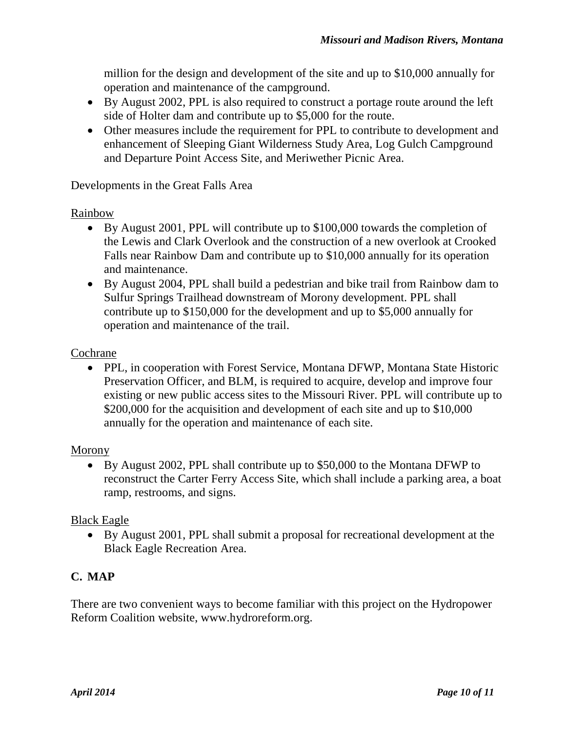million for the design and development of the site and up to $10,000 annually for operation and maintenance of the campground.

- By August 2002, PPL is also required to construct a portage route around the left side of Holter dam and contribute up to $5,000 for the route.
- Other measures include the requirement for PPL to contribute to development and enhancement of Sleeping Giant Wilderness Study Area, Log Gulch Campground and Departure Point Access Site, and Meriwether Picnic Area.

Developments in the Great Falls Area

Rainbow

- By August 2001, PPL will contribute up to $100,000 towards the completion of the Lewis and Clark Overlook and the construction of a new overlook at Crooked Falls near Rainbow Dam and contribute up to $10,000 annually for its operation and maintenance.
- By August 2004, PPL shall build a pedestrian and bike trail from Rainbow dam to Sulfur Springs Trailhead downstream of Morony development. PPL shall contribute up to $150,000 for the development and up to $5,000 annually for operation and maintenance of the trail.

Cochrane

- PPL, in cooperation with Forest Service, Montana DFWP, Montana State Historic Preservation Officer, and BLM, is required to acquire, develop and improve four existing or new public access sites to the Missouri River. PPL will contribute up to $200,000 for the acquisition and development of each site and up to $10,000 annually for the operation and maintenance of each site.

Morony

- By August 2002, PPL shall contribute up to $50,000 to the Montana DFWP to reconstruct the Carter Ferry Access Site, which shall include a parking area, a boat ramp, restrooms, and signs.

Black Eagle

- By August 2001, PPL shall submit a proposal for recreational development at the Black Eagle Recreation Area.

## C. MAP

There are two convenient ways to become familiar with this project on the Hydropower Reform Coalition website, www.hydroreform.org.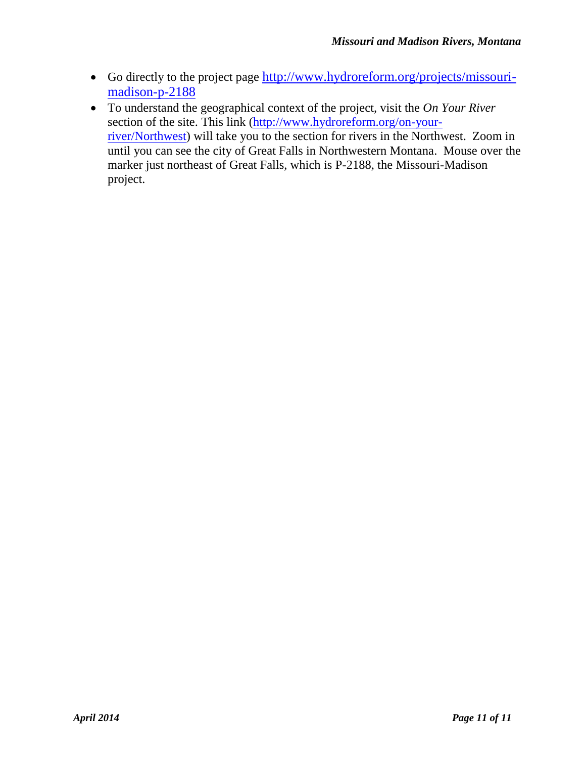- Go directly to the project page http://www.hydroreform.org/projects/missouri-madison-p-2188
- To understand the geographical context of the project, visit the *On Your River* section of the site. This link (http://www.hydroreform.org/on-your-river/Northwest) will take you to the section for rivers in the Northwest. Zoom in until you can see the city of Great Falls in Northwestern Montana. Mouse over the marker just northeast of Great Falls, which is P-2188, the Missouri-Madison project.